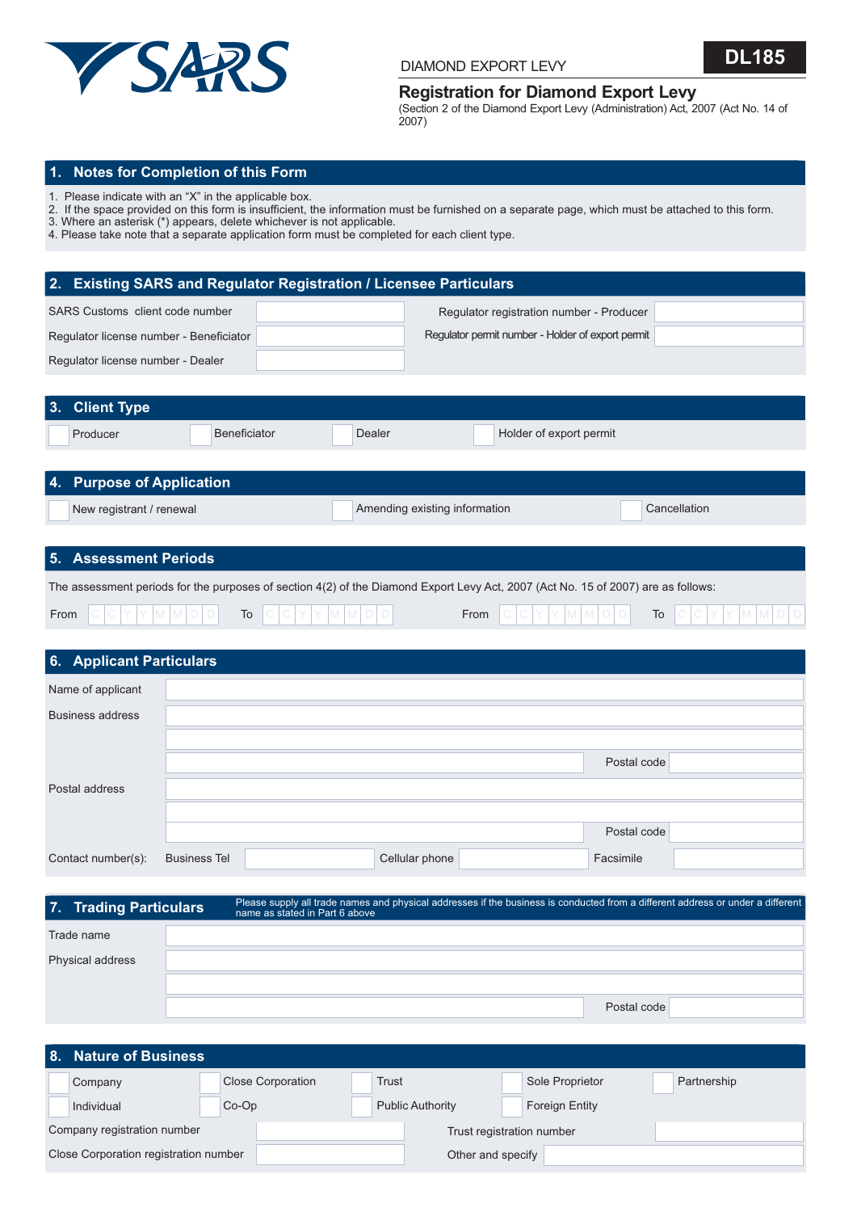SARS

DIAMOND EXPORT LEVY

**DL185**

# Registration for Diamond Export Levy

(Section 2 of the Diamond Export Levy (Administration) Act, 2007 (Act No. 14 of 2007)

## 1. Notes for Completion of this Form

1. Please indicate with an "X" in the applicable box.
2. If the space provided on this form is insufficient, the information must be furnished on a separate page, which must be attached to this form.
3. Where an asterisk (*) appears, delete whichever is not applicable.
4. Please take note that a separate application form must be completed for each client type.

## 2. Existing SARS and Regulator Registration / Licensee Particulars

| | | | |
|---|---|---|---|
| SARS Customs client code number | | Regulator registration number - Producer | |
| Regulator license number - Beneficiator | | Regulator permit number - Holder of export permit | |
| Regulator license number - Dealer | | | |

## 3. Client Type

☐ Producer ☐ Beneficiator ☐ Dealer ☐ Holder of export permit

## 4. Purpose of Application

☐ New registrant / renewal ☐ Amending existing information ☐ Cancellation

## 5. Assessment Periods

The assessment periods for the purposes of section 4(2) of the Diamond Export Levy Act, 2007 (Act No. 15 of 2007) are as follows:

From C C Y Y M M D D To C C Y Y M M D D From C C Y Y M M D D To C C Y Y M M D D

## 6. Applicant Particulars

Name of applicant

Business address

Postal code

Postal address

Postal code

Contact number(s): Business Tel Cellular phone Facsimile

## 7. Trading Particulars

Please supply all trade names and physical addresses if the business is conducted from a different address or under a different name as stated in Part 6 above

Trade name

Physical address

Postal code

## 8. Nature of Business

☐ Company ☐ Close Corporation ☐ Trust ☐ Sole Proprietor ☐ Partnership

☐ Individual ☐ Co-Op ☐ Public Authority ☐ Foreign Entity

| | | | |
|---|---|---|---|
| Company registration number | | Trust registration number | |
| Close Corporation registration number | | Other and specify | |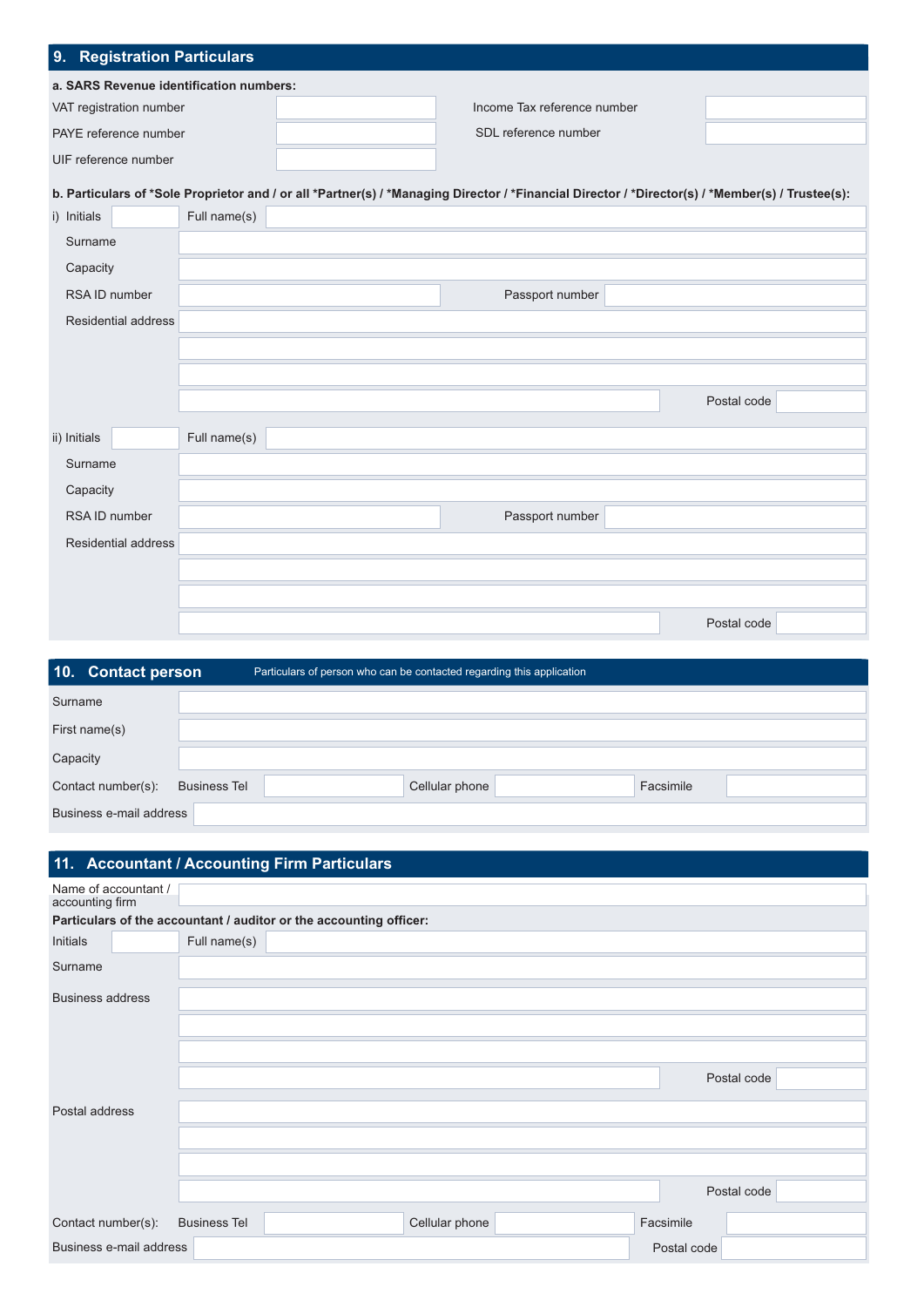## 9. Registration Particulars

**a. SARS Revenue identification numbers:**

| | | | |
|---|---|---|---|
| VAT registration number | | Income Tax reference number | |
| PAYE reference number | | SDL reference number | |
| UIF reference number | | | |

**b. Particulars of *Sole Proprietor and / or all *Partner(s) / *Managing Director / *Financial Director / *Director(s) / *Member(s) / Trustee(s):**

i) Initials | Full name(s)

Surname

Capacity

RSA ID number | Passport number

Residential address

Postal code

ii) Initials | Full name(s)

Surname

Capacity

RSA ID number | Passport number

Residential address

Postal code

## 10. Contact person

Particulars of person who can be contacted regarding this application

Surname

First name(s)

Capacity

Contact number(s): Business Tel | Cellular phone | Facsimile

Business e-mail address

## 11. Accountant / Accounting Firm Particulars

Name of accountant / accounting firm

**Particulars of the accountant / auditor or the accounting officer:**

Initials | Full name(s)

Surname

Business address

Postal code

Postal address

Postal code

Contact number(s): Business Tel | Cellular phone | Facsimile

Business e-mail address | Postal code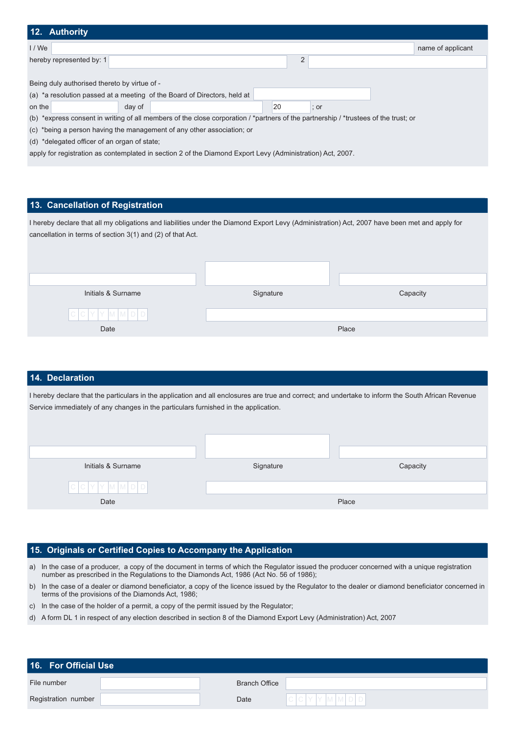## 12. Authority

I / We ______________________________ name of applicant

hereby represented by: 1 ______________________________ 2 ______________________________

Being duly authorised thereto by virtue of -

(a) *a resolution passed at a meeting of the Board of Directors, held at ______________________________

on the ____________ day of ______________________________ 20 ______ ; or

(b) *express consent in writing of all members of the close corporation / *partners of the partnership / *trustees of the trust; or

(c) *being a person having the management of any other association; or

(d) *delegated officer of an organ of state;

apply for registration as contemplated in section 2 of the Diamond Export Levy (Administration) Act, 2007.

## 13. Cancellation of Registration

I hereby declare that all my obligations and liabilities under the Diamond Export Levy (Administration) Act, 2007 have been met and apply for cancellation in terms of section 3(1) and (2) of that Act.

| Initials & Surname | Signature | Capacity |
|---|---|---|
| | | |

| Date | Place |
|---|---|
| C C Y Y M M D D | |

## 14. Declaration

I hereby declare that the particulars in the application and all enclosures are true and correct; and undertake to inform the South African Revenue Service immediately of any changes in the particulars furnished in the application.

| Initials & Surname | Signature | Capacity |
|---|---|---|
| | | |

| Date | Place |
|---|---|
| C C Y Y M M D D | |

## 15. Originals or Certified Copies to Accompany the Application

a) In the case of a producer, a copy of the document in terms of which the Regulator issued the producer concerned with a unique registration number as prescribed in the Regulations to the Diamonds Act, 1986 (Act No. 56 of 1986);

b) In the case of a dealer or diamond beneficiator, a copy of the licence issued by the Regulator to the dealer or diamond beneficiator concerned in terms of the provisions of the Diamonds Act, 1986;

c) In the case of the holder of a permit, a copy of the permit issued by the Regulator;

d) A form DL 1 in respect of any election described in section 8 of the Diamond Export Levy (Administration) Act, 2007

## 16. For Official Use

| | | | |
|---|---|---|---|
| File number | | Branch Office | |
| Registration number | | Date | C C Y Y M M D D |